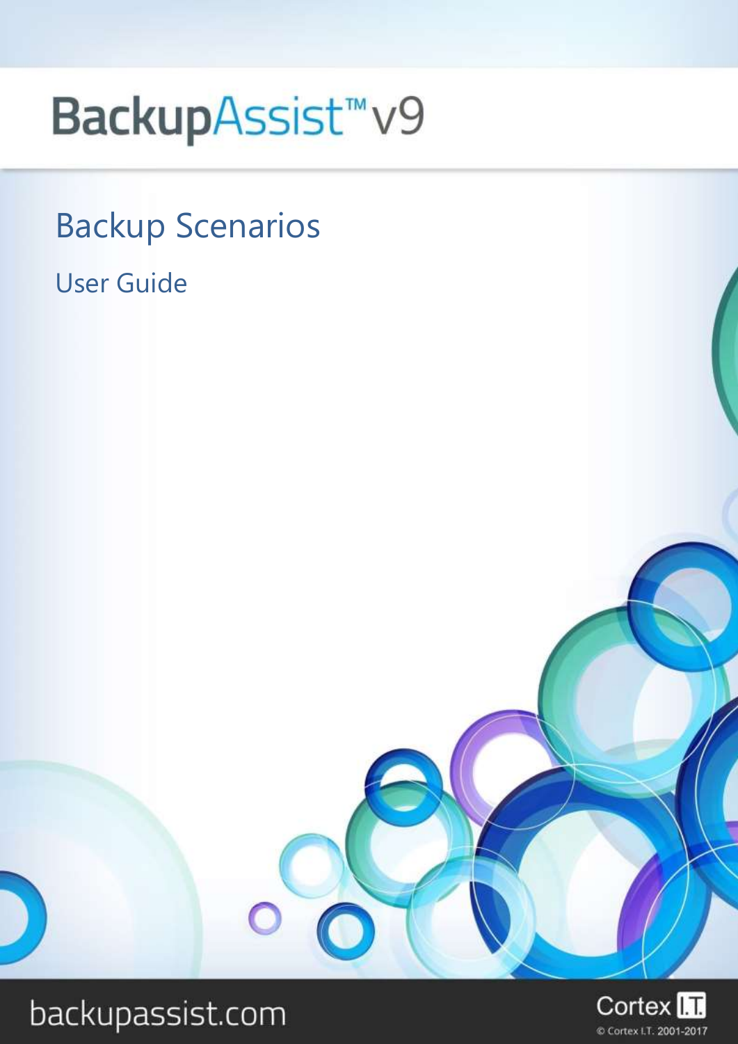# BackupAssist™ v9

## Backup Scenarios

### User Guide

backupassist.com

Cortex I.T.

© Cortex I.T. 2001-2017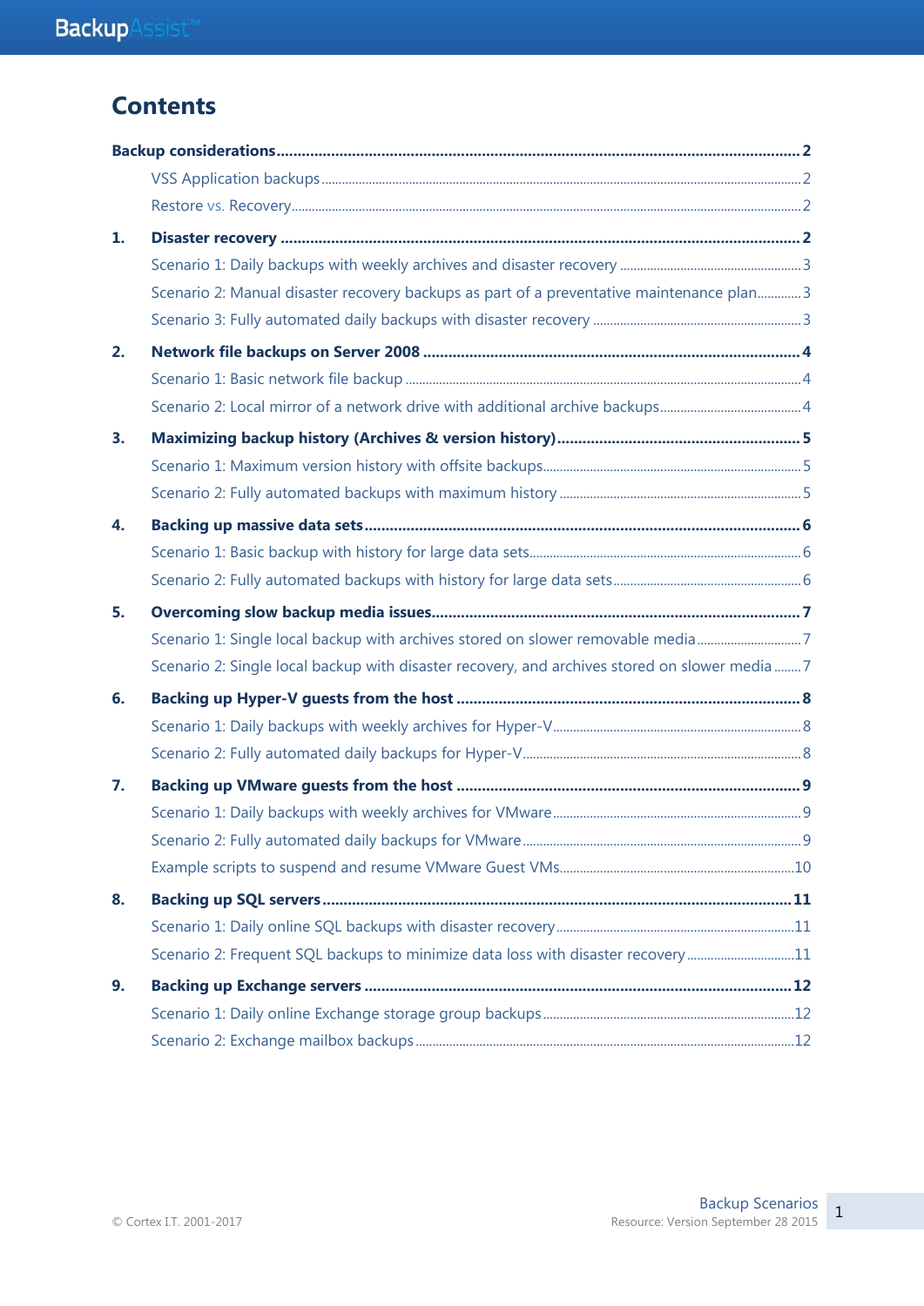# Contents

**Backup considerations** ... 2

- VSS Application backups ... 2
- Restore vs. Recovery ... 2

**1. Disaster recovery** ... 2

- Scenario 1: Daily backups with weekly archives and disaster recovery ... 3
- Scenario 2: Manual disaster recovery backups as part of a preventative maintenance plan ... 3
- Scenario 3: Fully automated daily backups with disaster recovery ... 3

**2. Network file backups on Server 2008** ... 4

- Scenario 1: Basic network file backup ... 4
- Scenario 2: Local mirror of a network drive with additional archive backups ... 4

**3. Maximizing backup history (Archives & version history)** ... 5

- Scenario 1: Maximum version history with offsite backups ... 5
- Scenario 2: Fully automated backups with maximum history ... 5

**4. Backing up massive data sets** ... 6

- Scenario 1: Basic backup with history for large data sets ... 6
- Scenario 2: Fully automated backups with history for large data sets ... 6

**5. Overcoming slow backup media issues** ... 7

- Scenario 1: Single local backup with archives stored on slower removable media ... 7
- Scenario 2: Single local backup with disaster recovery, and archives stored on slower media ... 7

**6. Backing up Hyper-V guests from the host** ... 8

- Scenario 1: Daily backups with weekly archives for Hyper-V ... 8
- Scenario 2: Fully automated daily backups for Hyper-V ... 8

**7. Backing up VMware guests from the host** ... 9

- Scenario 1: Daily backups with weekly archives for VMware ... 9
- Scenario 2: Fully automated daily backups for VMware ... 9
- Example scripts to suspend and resume VMware Guest VMs ... 10

**8. Backing up SQL servers** ... 11

- Scenario 1: Daily online SQL backups with disaster recovery ... 11
- Scenario 2: Frequent SQL backups to minimize data loss with disaster recovery ... 11

**9. Backing up Exchange servers** ... 12

- Scenario 1: Daily online Exchange storage group backups ... 12
- Scenario 2: Exchange mailbox backups ... 12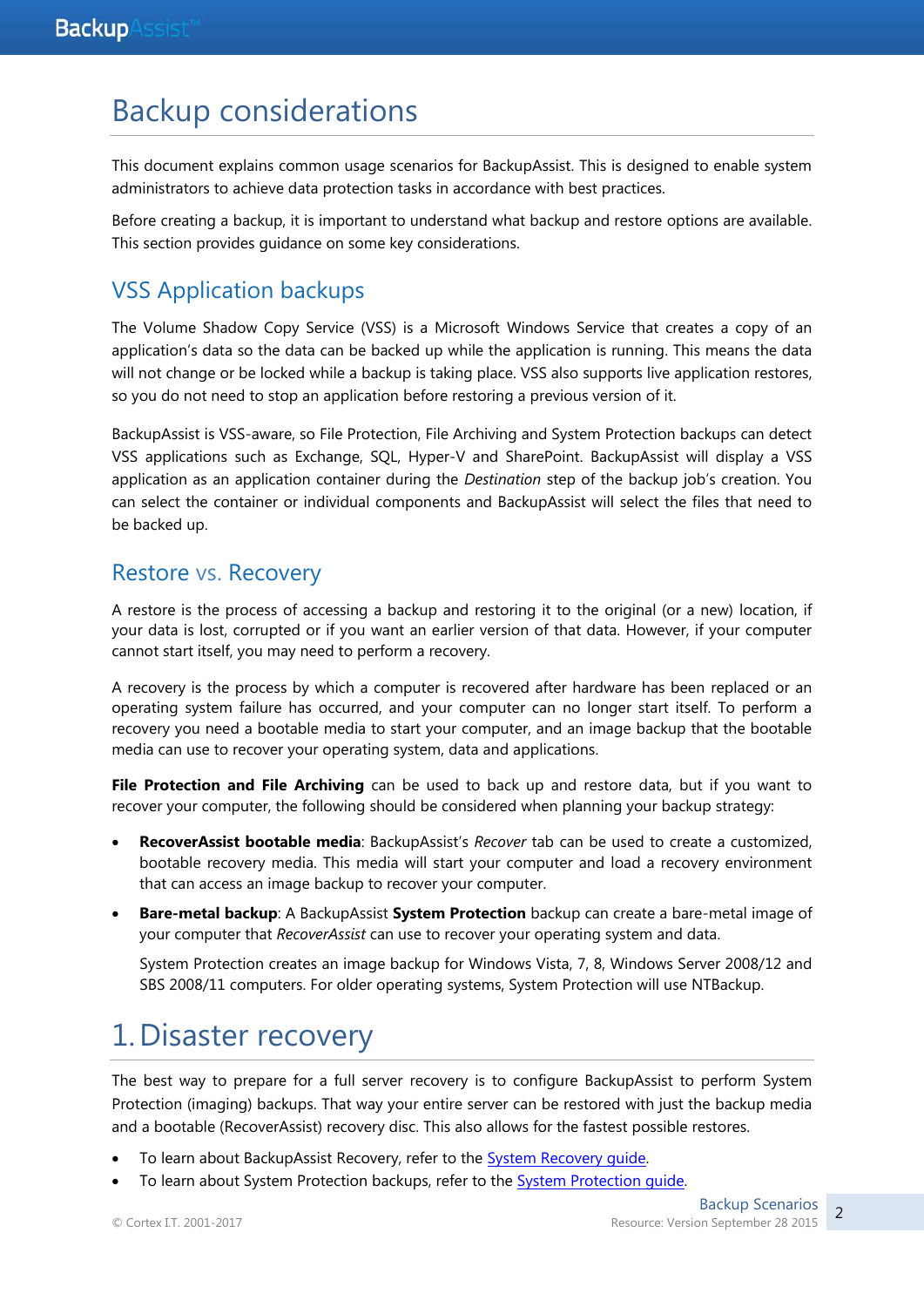# Backup considerations

This document explains common usage scenarios for BackupAssist. This is designed to enable system administrators to achieve data protection tasks in accordance with best practices.

Before creating a backup, it is important to understand what backup and restore options are available. This section provides guidance on some key considerations.

## VSS Application backups

The Volume Shadow Copy Service (VSS) is a Microsoft Windows Service that creates a copy of an application's data so the data can be backed up while the application is running. This means the data will not change or be locked while a backup is taking place. VSS also supports live application restores, so you do not need to stop an application before restoring a previous version of it.

BackupAssist is VSS-aware, so File Protection, File Archiving and System Protection backups can detect VSS applications such as Exchange, SQL, Hyper-V and SharePoint. BackupAssist will display a VSS application as an application container during the *Destination* step of the backup job's creation. You can select the container or individual components and BackupAssist will select the files that need to be backed up.

## Restore vs. Recovery

A restore is the process of accessing a backup and restoring it to the original (or a new) location, if your data is lost, corrupted or if you want an earlier version of that data. However, if your computer cannot start itself, you may need to perform a recovery.

A recovery is the process by which a computer is recovered after hardware has been replaced or an operating system failure has occurred, and your computer can no longer start itself. To perform a recovery you need a bootable media to start your computer, and an image backup that the bootable media can use to recover your operating system, data and applications.

**File Protection and File Archiving** can be used to back up and restore data, but if you want to recover your computer, the following should be considered when planning your backup strategy:

- **RecoverAssist bootable media**: BackupAssist's *Recover* tab can be used to create a customized, bootable recovery media. This media will start your computer and load a recovery environment that can access an image backup to recover your computer.
- **Bare-metal backup**: A BackupAssist **System Protection** backup can create a bare-metal image of your computer that *RecoverAssist* can use to recover your operating system and data.

  System Protection creates an image backup for Windows Vista, 7, 8, Windows Server 2008/12 and SBS 2008/11 computers. For older operating systems, System Protection will use NTBackup.

# 1. Disaster recovery

The best way to prepare for a full server recovery is to configure BackupAssist to perform System Protection (imaging) backups. That way your entire server can be restored with just the backup media and a bootable (RecoverAssist) recovery disc. This also allows for the fastest possible restores.

- To learn about BackupAssist Recovery, refer to the System Recovery guide.
- To learn about System Protection backups, refer to the System Protection guide.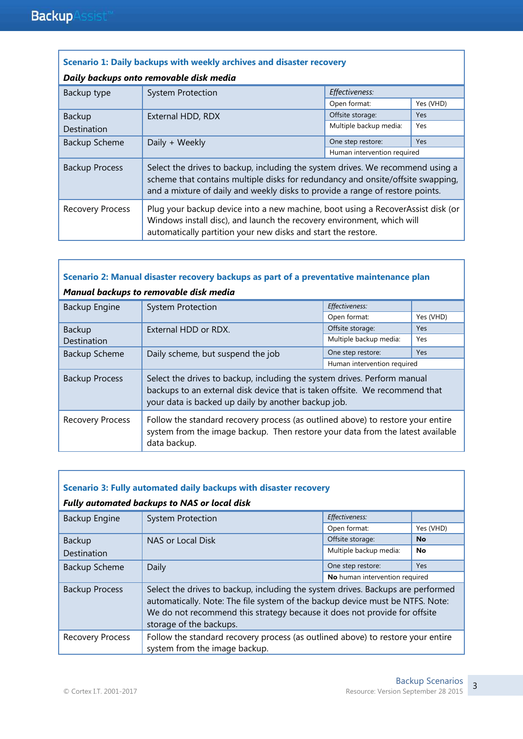**Scenario 1: Daily backups with weekly archives and disaster recovery**

***Daily backups onto removable disk media***

| | | | |
|---|---|---|---|
| Backup type | System Protection | *Effectiveness:* | |
| | | Open format: | Yes (VHD) |
| Backup Destination | External HDD, RDX | Offsite storage: | Yes |
| | | Multiple backup media: | Yes |
| Backup Scheme | Daily + Weekly | One step restore: | Yes |
| | | Human intervention required | |
| Backup Process | Select the drives to backup, including the system drives. We recommend using a scheme that contains multiple disks for redundancy and onsite/offsite swapping, and a mixture of daily and weekly disks to provide a range of restore points. | | |
| Recovery Process | Plug your backup device into a new machine, boot using a RecoverAssist disk (or Windows install disc), and launch the recovery environment, which will automatically partition your new disks and start the restore. | | |

**Scenario 2: Manual disaster recovery backups as part of a preventative maintenance plan**

***Manual backups to removable disk media***

| | | | |
|---|---|---|---|
| Backup Engine | System Protection | *Effectiveness:* | |
| | | Open format: | Yes (VHD) |
| Backup Destination | External HDD or RDX. | Offsite storage: | Yes |
| | | Multiple backup media: | Yes |
| Backup Scheme | Daily scheme, but suspend the job | One step restore: | Yes |
| | | Human intervention required | |
| Backup Process | Select the drives to backup, including the system drives. Perform manual backups to an external disk device that is taken offsite. We recommend that your data is backed up daily by another backup job. | | |
| Recovery Process | Follow the standard recovery process (as outlined above) to restore your entire system from the image backup. Then restore your data from the latest available data backup. | | |

**Scenario 3: Fully automated daily backups with disaster recovery**

***Fully automated backups to NAS or local disk***

| | | | |
|---|---|---|---|
| Backup Engine | System Protection | *Effectiveness:* | |
| | | Open format: | Yes (VHD) |
| Backup Destination | NAS or Local Disk | Offsite storage: | **No** |
| | | Multiple backup media: | **No** |
| Backup Scheme | Daily | One step restore: | Yes |
| | | **No** human intervention required | |
| Backup Process | Select the drives to backup, including the system drives. Backups are performed automatically. Note: The file system of the backup device must be NTFS. Note: We do not recommend this strategy because it does not provide for offsite storage of the backups. | | |
| Recovery Process | Follow the standard recovery process (as outlined above) to restore your entire system from the image backup. | | |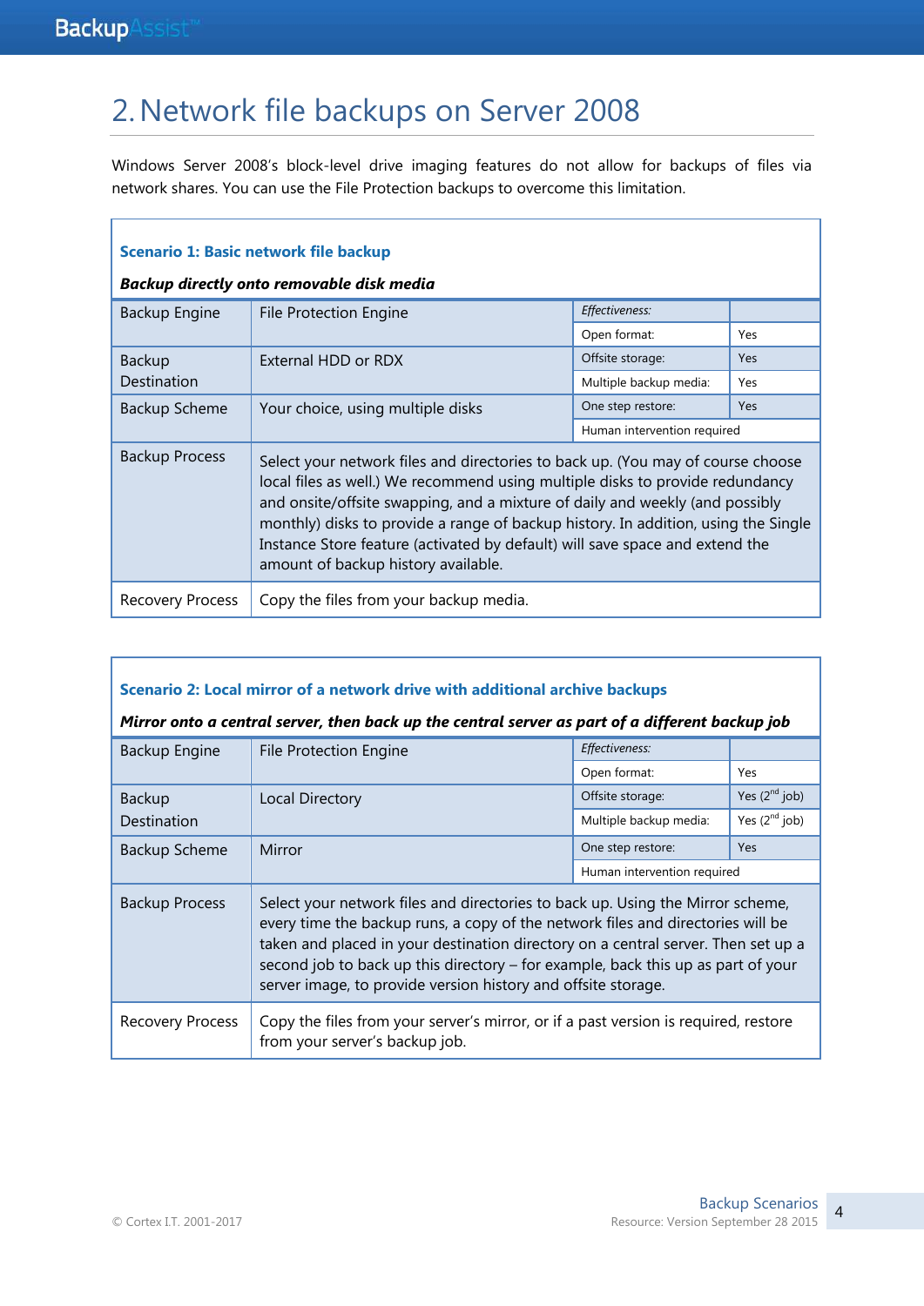# 2. Network file backups on Server 2008

Windows Server 2008's block-level drive imaging features do not allow for backups of files via network shares. You can use the File Protection backups to overcome this limitation.

**Scenario 1: Basic network file backup**

***Backup directly onto removable disk media***

| | | *Effectiveness:* | |
|---|---|---|---|
| Backup Engine | File Protection Engine | Open format: | Yes |
| Backup Destination | External HDD or RDX | Offsite storage: | Yes |
| | | Multiple backup media: | Yes |
| Backup Scheme | Your choice, using multiple disks | One step restore: | Yes |
| | | Human intervention required | |
| Backup Process | Select your network files and directories to back up. (You may of course choose local files as well.) We recommend using multiple disks to provide redundancy and onsite/offsite swapping, and a mixture of daily and weekly (and possibly monthly) disks to provide a range of backup history. In addition, using the Single Instance Store feature (activated by default) will save space and extend the amount of backup history available. | | |
| Recovery Process | Copy the files from your backup media. | | |

**Scenario 2: Local mirror of a network drive with additional archive backups**

***Mirror onto a central server, then back up the central server as part of a different backup job***

| | | *Effectiveness:* | |
|---|---|---|---|
| Backup Engine | File Protection Engine | Open format: | Yes |
| Backup Destination | Local Directory | Offsite storage: | Yes (2nd job) |
| | | Multiple backup media: | Yes (2nd job) |
| Backup Scheme | Mirror | One step restore: | Yes |
| | | Human intervention required | |
| Backup Process | Select your network files and directories to back up. Using the Mirror scheme, every time the backup runs, a copy of the network files and directories will be taken and placed in your destination directory on a central server. Then set up a second job to back up this directory – for example, back this up as part of your server image, to provide version history and offsite storage. | | |
| Recovery Process | Copy the files from your server's mirror, or if a past version is required, restore from your server's backup job. | | |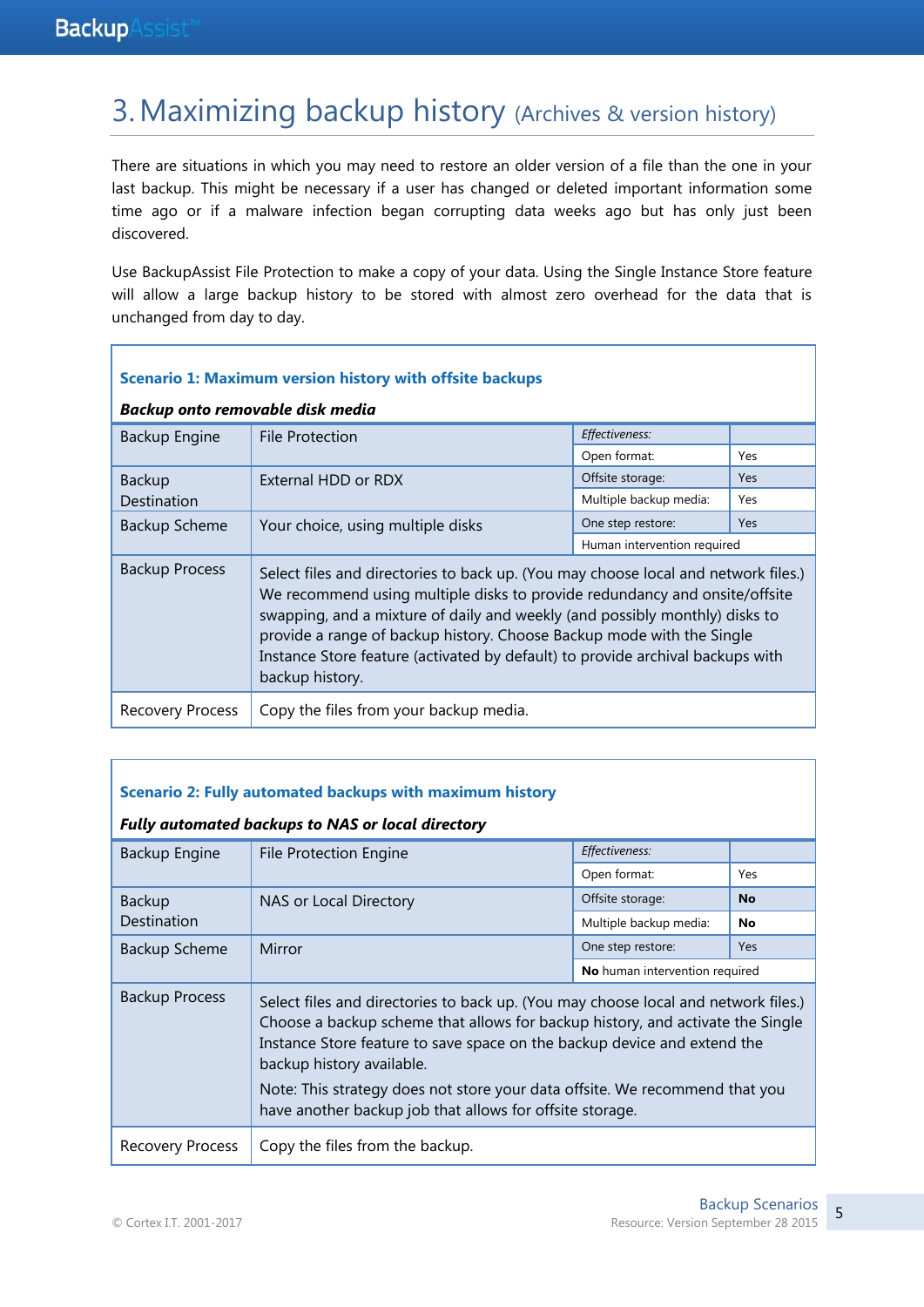# 3. Maximizing backup history (Archives & version history)

There are situations in which you may need to restore an older version of a file than the one in your last backup. This might be necessary if a user has changed or deleted important information some time ago or if a malware infection began corrupting data weeks ago but has only just been discovered.

Use BackupAssist File Protection to make a copy of your data. Using the Single Instance Store feature will allow a large backup history to be stored with almost zero overhead for the data that is unchanged from day to day.

### Scenario 1: Maximum version history with offsite backups

***Backup onto removable disk media***

| | | | |
|---|---|---|---|
| Backup Engine | File Protection | *Effectiveness:* | |
| | | Open format: | Yes |
| Backup Destination | External HDD or RDX | Offsite storage: | Yes |
| | | Multiple backup media: | Yes |
| Backup Scheme | Your choice, using multiple disks | One step restore: | Yes |
| | | Human intervention required | |
| Backup Process | Select files and directories to back up. (You may choose local and network files.) We recommend using multiple disks to provide redundancy and onsite/offsite swapping, and a mixture of daily and weekly (and possibly monthly) disks to provide a range of backup history. Choose Backup mode with the Single Instance Store feature (activated by default) to provide archival backups with backup history. | | |
| Recovery Process | Copy the files from your backup media. | | |

### Scenario 2: Fully automated backups with maximum history

***Fully automated backups to NAS or local directory***

| | | | |
|---|---|---|---|
| Backup Engine | File Protection Engine | *Effectiveness:* | |
| | | Open format: | Yes |
| Backup Destination | NAS or Local Directory | Offsite storage: | **No** |
| | | Multiple backup media: | **No** |
| Backup Scheme | Mirror | One step restore: | Yes |
| | | **No** human intervention required | |
| Backup Process | Select files and directories to back up. (You may choose local and network files.) Choose a backup scheme that allows for backup history, and activate the Single Instance Store feature to save space on the backup device and extend the backup history available.<br><br>Note: This strategy does not store your data offsite. We recommend that you have another backup job that allows for offsite storage. | | |
| Recovery Process | Copy the files from the backup. | | |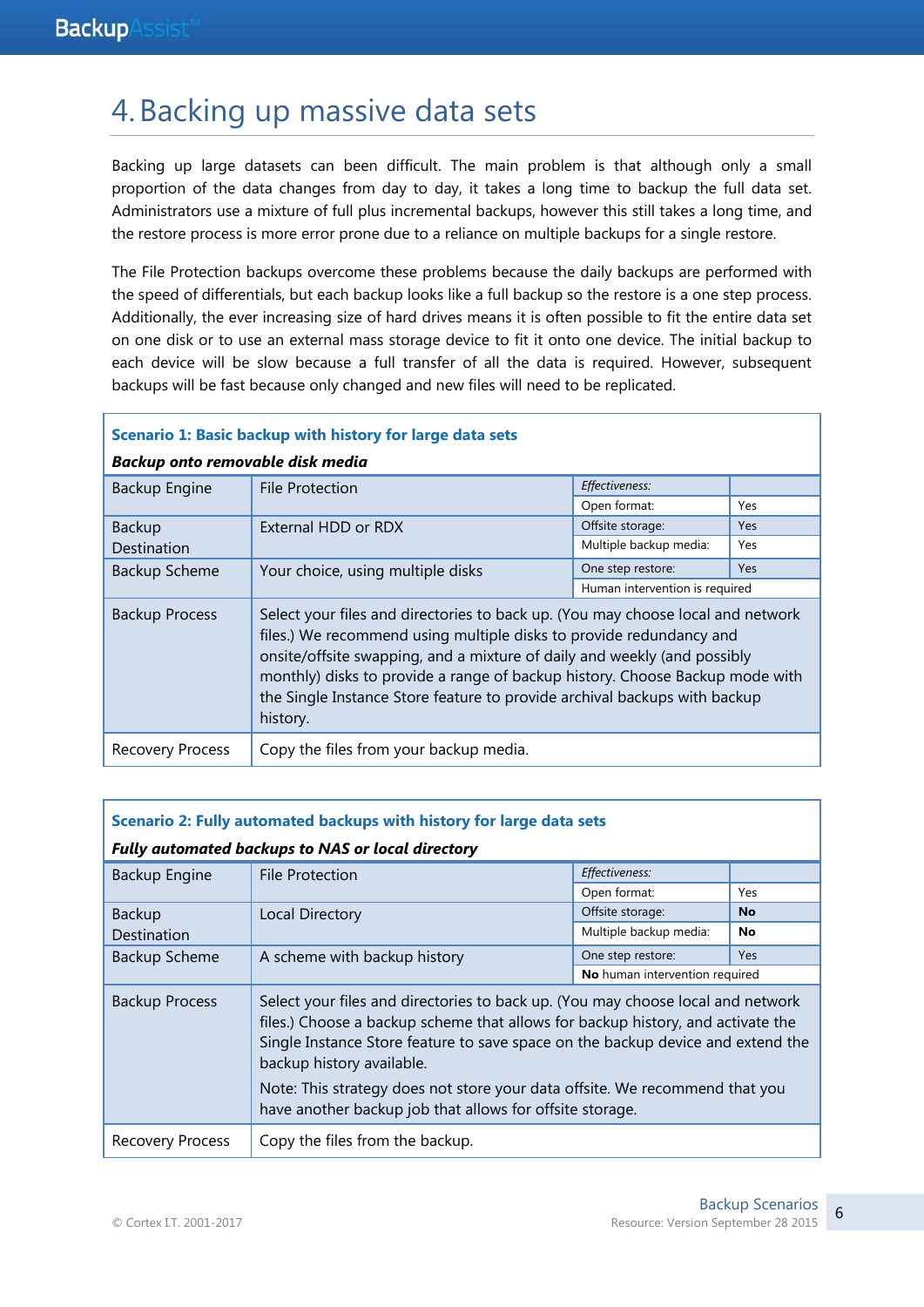# 4. Backing up massive data sets

Backing up large datasets can been difficult. The main problem is that although only a small proportion of the data changes from day to day, it takes a long time to backup the full data set. Administrators use a mixture of full plus incremental backups, however this still takes a long time, and the restore process is more error prone due to a reliance on multiple backups for a single restore.

The File Protection backups overcome these problems because the daily backups are performed with the speed of differentials, but each backup looks like a full backup so the restore is a one step process. Additionally, the ever increasing size of hard drives means it is often possible to fit the entire data set on one disk or to use an external mass storage device to fit it onto one device. The initial backup to each device will be slow because a full transfer of all the data is required. However, subsequent backups will be fast because only changed and new files will need to be replicated.

**Scenario 1: Basic backup with history for large data sets**

***Backup onto removable disk media***

| | | *Effectiveness:* | |
|---|---|---|---|
| Backup Engine | File Protection | Open format: | Yes |
| Backup Destination | External HDD or RDX | Offsite storage: | Yes |
| | | Multiple backup media: | Yes |
| Backup Scheme | Your choice, using multiple disks | One step restore: | Yes |
| | | Human intervention is required | |
| Backup Process | Select your files and directories to back up. (You may choose local and network files.) We recommend using multiple disks to provide redundancy and onsite/offsite swapping, and a mixture of daily and weekly (and possibly monthly) disks to provide a range of backup history. Choose Backup mode with the Single Instance Store feature to provide archival backups with backup history. | | |
| Recovery Process | Copy the files from your backup media. | | |

**Scenario 2: Fully automated backups with history for large data sets**

***Fully automated backups to NAS or local directory***

| | | *Effectiveness:* | |
|---|---|---|---|
| Backup Engine | File Protection | Open format: | Yes |
| Backup Destination | Local Directory | Offsite storage: | **No** |
| | | Multiple backup media: | **No** |
| Backup Scheme | A scheme with backup history | One step restore: | Yes |
| | | **No** human intervention required | |
| Backup Process | Select your files and directories to back up. (You may choose local and network files.) Choose a backup scheme that allows for backup history, and activate the Single Instance Store feature to save space on the backup device and extend the backup history available. Note: This strategy does not store your data offsite. We recommend that you have another backup job that allows for offsite storage. | | |
| Recovery Process | Copy the files from the backup. | | |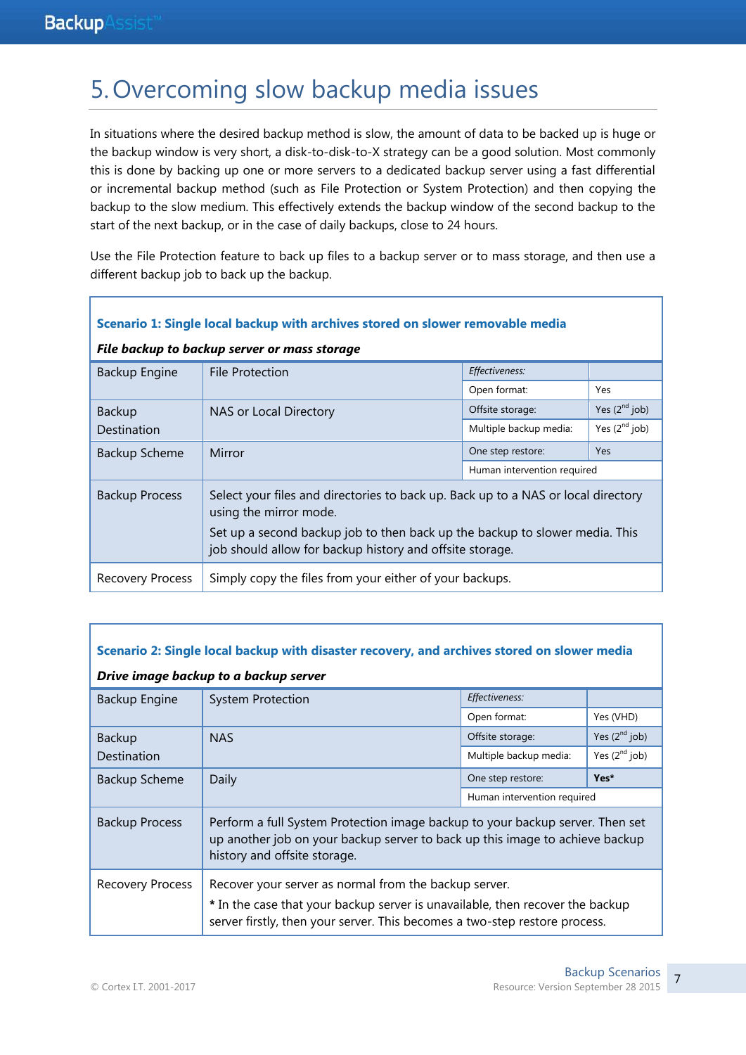# 5. Overcoming slow backup media issues

In situations where the desired backup method is slow, the amount of data to be backed up is huge or the backup window is very short, a disk-to-disk-to-X strategy can be a good solution. Most commonly this is done by backing up one or more servers to a dedicated backup server using a fast differential or incremental backup method (such as File Protection or System Protection) and then copying the backup to the slow medium. This effectively extends the backup window of the second backup to the start of the next backup, or in the case of daily backups, close to 24 hours.

Use the File Protection feature to back up files to a backup server or to mass storage, and then use a different backup job to back up the backup.

**Scenario 1: Single local backup with archives stored on slower removable media**

***File backup to backup server or mass storage***

| | | *Effectiveness:* | |
|---|---|---|---|
| Backup Engine | File Protection | Open format: | Yes |
| Backup Destination | NAS or Local Directory | Offsite storage: | Yes (2nd job) |
| | | Multiple backup media: | Yes (2nd job) |
| Backup Scheme | Mirror | One step restore: | Yes |
| | | Human intervention required | |
| Backup Process | Select your files and directories to back up. Back up to a NAS or local directory using the mirror mode. Set up a second backup job to then back up the backup to slower media. This job should allow for backup history and offsite storage. | | |
| Recovery Process | Simply copy the files from your either of your backups. | | |

**Scenario 2: Single local backup with disaster recovery, and archives stored on slower media**

***Drive image backup to a backup server***

| | | *Effectiveness:* | |
|---|---|---|---|
| Backup Engine | System Protection | Open format: | Yes (VHD) |
| Backup Destination | NAS | Offsite storage: | Yes (2nd job) |
| | | Multiple backup media: | Yes (2nd job) |
| Backup Scheme | Daily | One step restore: | **Yes*** |
| | | Human intervention required | |
| Backup Process | Perform a full System Protection image backup to your backup server. Then set up another job on your backup server to back up this image to achieve backup history and offsite storage. | | |
| Recovery Process | Recover your server as normal from the backup server. **\*** In the case that your backup server is unavailable, then recover the backup server firstly, then your server. This becomes a two-step restore process. | | |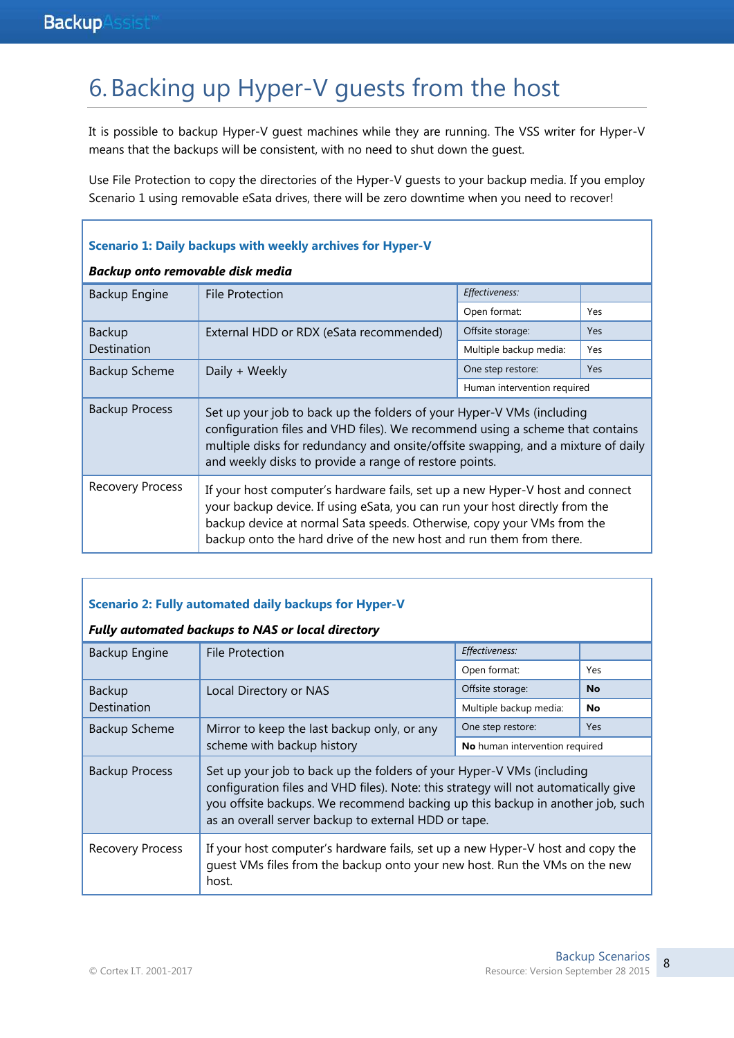# 6. Backing up Hyper-V guests from the host

It is possible to backup Hyper-V guest machines while they are running. The VSS writer for Hyper-V means that the backups will be consistent, with no need to shut down the guest.

Use File Protection to copy the directories of the Hyper-V guests to your backup media. If you employ Scenario 1 using removable eSata drives, there will be zero downtime when you need to recover!

### Scenario 1: Daily backups with weekly archives for Hyper-V

***Backup onto removable disk media***

| | | | |
|---|---|---|---|
| Backup Engine | File Protection | *Effectiveness:* | |
| | | Open format: | Yes |
| Backup Destination | External HDD or RDX (eSata recommended) | Offsite storage: | Yes |
| | | Multiple backup media: | Yes |
| Backup Scheme | Daily + Weekly | One step restore: | Yes |
| | | Human intervention required | |
| Backup Process | Set up your job to back up the folders of your Hyper-V VMs (including configuration files and VHD files). We recommend using a scheme that contains multiple disks for redundancy and onsite/offsite swapping, and a mixture of daily and weekly disks to provide a range of restore points. | | |
| Recovery Process | If your host computer's hardware fails, set up a new Hyper-V host and connect your backup device. If using eSata, you can run your host directly from the backup device at normal Sata speeds. Otherwise, copy your VMs from the backup onto the hard drive of the new host and run them from there. | | |

### Scenario 2: Fully automated daily backups for Hyper-V

***Fully automated backups to NAS or local directory***

| | | | |
|---|---|---|---|
| Backup Engine | File Protection | *Effectiveness:* | |
| | | Open format: | Yes |
| Backup Destination | Local Directory or NAS | Offsite storage: | **No** |
| | | Multiple backup media: | **No** |
| Backup Scheme | Mirror to keep the last backup only, or any scheme with backup history | One step restore: | Yes |
| | | **No** human intervention required | |
| Backup Process | Set up your job to back up the folders of your Hyper-V VMs (including configuration files and VHD files). Note: this strategy will not automatically give you offsite backups. We recommend backing up this backup in another job, such as an overall server backup to external HDD or tape. | | |
| Recovery Process | If your host computer's hardware fails, set up a new Hyper-V host and copy the guest VMs files from the backup onto your new host. Run the VMs on the new host. | | |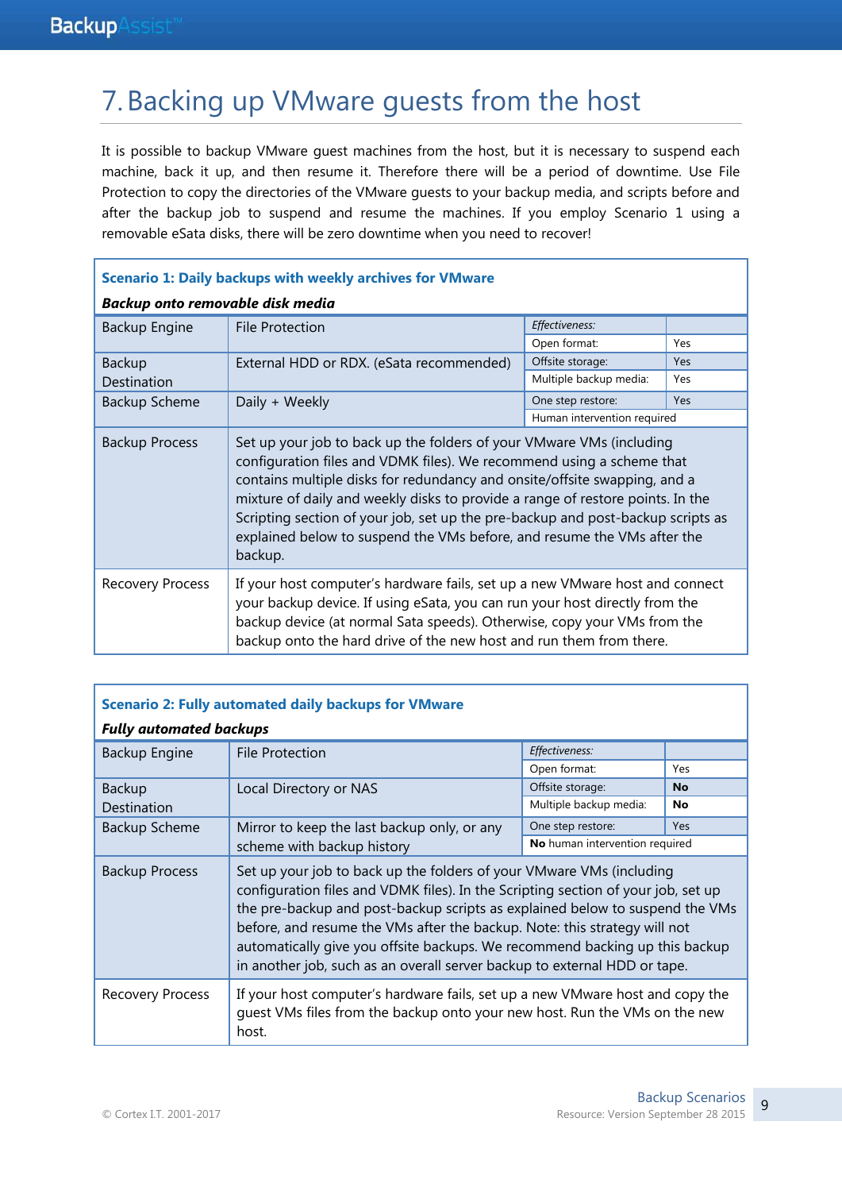# 7. Backing up VMware guests from the host

It is possible to backup VMware guest machines from the host, but it is necessary to suspend each machine, back it up, and then resume it. Therefore there will be a period of downtime. Use File Protection to copy the directories of the VMware guests to your backup media, and scripts before and after the backup job to suspend and resume the machines. If you employ Scenario 1 using a removable eSata disks, there will be zero downtime when you need to recover!

**Scenario 1: Daily backups with weekly archives for VMware**

***Backup onto removable disk media***

| | | | |
|---|---|---|---|
| Backup Engine | File Protection | *Effectiveness:* | |
| | | Open format: | Yes |
| Backup Destination | External HDD or RDX. (eSata recommended) | Offsite storage: | Yes |
| | | Multiple backup media: | Yes |
| Backup Scheme | Daily + Weekly | One step restore: | Yes |
| | | Human intervention required | |
| Backup Process | Set up your job to back up the folders of your VMware VMs (including configuration files and VDMK files). We recommend using a scheme that contains multiple disks for redundancy and onsite/offsite swapping, and a mixture of daily and weekly disks to provide a range of restore points. In the Scripting section of your job, set up the pre-backup and post-backup scripts as explained below to suspend the VMs before, and resume the VMs after the backup. | | |
| Recovery Process | If your host computer's hardware fails, set up a new VMware host and connect your backup device. If using eSata, you can run your host directly from the backup device (at normal Sata speeds). Otherwise, copy your VMs from the backup onto the hard drive of the new host and run them from there. | | |

**Scenario 2: Fully automated daily backups for VMware**

***Fully automated backups***

| | | | |
|---|---|---|---|
| Backup Engine | File Protection | *Effectiveness:* | |
| | | Open format: | Yes |
| Backup Destination | Local Directory or NAS | Offsite storage: | **No** |
| | | Multiple backup media: | **No** |
| Backup Scheme | Mirror to keep the last backup only, or any scheme with backup history | One step restore: | Yes |
| | | **No** human intervention required | |
| Backup Process | Set up your job to back up the folders of your VMware VMs (including configuration files and VDMK files). In the Scripting section of your job, set up the pre-backup and post-backup scripts as explained below to suspend the VMs before, and resume the VMs after the backup. Note: this strategy will not automatically give you offsite backups. We recommend backing up this backup in another job, such as an overall server backup to external HDD or tape. | | |
| Recovery Process | If your host computer's hardware fails, set up a new VMware host and copy the guest VMs files from the backup onto your new host. Run the VMs on the new host. | | |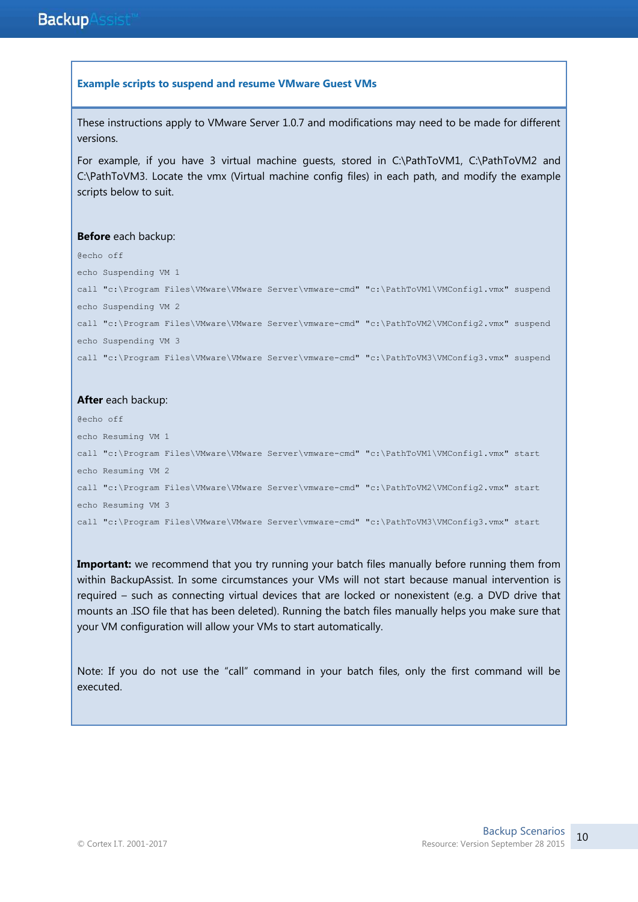### Example scripts to suspend and resume VMware Guest VMs

These instructions apply to VMware Server 1.0.7 and modifications may need to be made for different versions.

For example, if you have 3 virtual machine guests, stored in C:\PathToVM1, C:\PathToVM2 and C:\PathToVM3. Locate the vmx (Virtual machine config files) in each path, and modify the example scripts below to suit.

**Before** each backup:

```
@echo off
echo Suspending VM 1
call "c:\Program Files\VMware\VMware Server\vmware-cmd" "c:\PathToVM1\VMConfig1.vmx" suspend
echo Suspending VM 2
call "c:\Program Files\VMware\VMware Server\vmware-cmd" "c:\PathToVM2\VMConfig2.vmx" suspend
echo Suspending VM 3
call "c:\Program Files\VMware\VMware Server\vmware-cmd" "c:\PathToVM3\VMConfig3.vmx" suspend
```

**After** each backup:

```
@echo off
echo Resuming VM 1
call "c:\Program Files\VMware\VMware Server\vmware-cmd" "c:\PathToVM1\VMConfig1.vmx" start
echo Resuming VM 2
call "c:\Program Files\VMware\VMware Server\vmware-cmd" "c:\PathToVM2\VMConfig2.vmx" start
echo Resuming VM 3
call "c:\Program Files\VMware\VMware Server\vmware-cmd" "c:\PathToVM3\VMConfig3.vmx" start
```

**Important:** we recommend that you try running your batch files manually before running them from within BackupAssist. In some circumstances your VMs will not start because manual intervention is required – such as connecting virtual devices that are locked or nonexistent (e.g. a DVD drive that mounts an .ISO file that has been deleted). Running the batch files manually helps you make sure that your VM configuration will allow your VMs to start automatically.

Note: If you do not use the "call" command in your batch files, only the first command will be executed.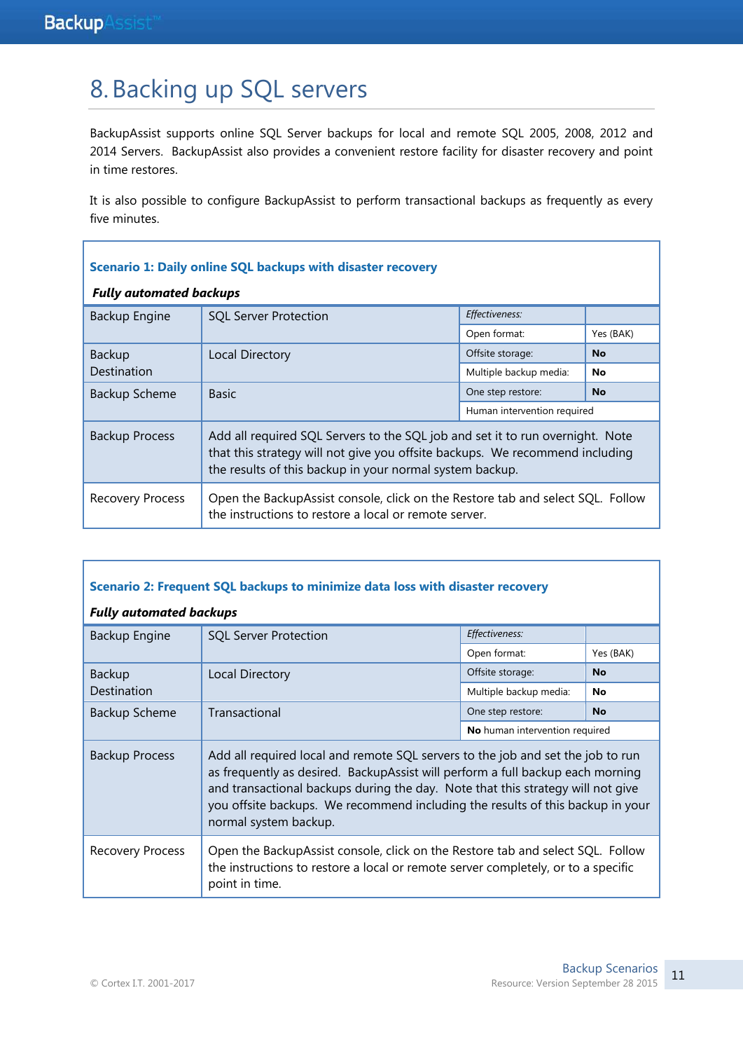# 8. Backing up SQL servers

BackupAssist supports online SQL Server backups for local and remote SQL 2005, 2008, 2012 and 2014 Servers. BackupAssist also provides a convenient restore facility for disaster recovery and point in time restores.

It is also possible to configure BackupAssist to perform transactional backups as frequently as every five minutes.

**Scenario 1: Daily online SQL backups with disaster recovery**

***Fully automated backups***

| | | | |
|---|---|---|---|
| Backup Engine | SQL Server Protection | *Effectiveness:* | |
| | | Open format: | Yes (BAK) |
| Backup Destination | Local Directory | Offsite storage: | **No** |
| | | Multiple backup media: | **No** |
| Backup Scheme | Basic | One step restore: | **No** |
| | | Human intervention required | |
| Backup Process | Add all required SQL Servers to the SQL job and set it to run overnight. Note that this strategy will not give you offsite backups. We recommend including the results of this backup in your normal system backup. | | |
| Recovery Process | Open the BackupAssist console, click on the Restore tab and select SQL. Follow the instructions to restore a local or remote server. | | |

**Scenario 2: Frequent SQL backups to minimize data loss with disaster recovery**

***Fully automated backups***

| | | | |
|---|---|---|---|
| Backup Engine | SQL Server Protection | *Effectiveness:* | |
| | | Open format: | Yes (BAK) |
| Backup Destination | Local Directory | Offsite storage: | **No** |
| | | Multiple backup media: | **No** |
| Backup Scheme | Transactional | One step restore: | **No** |
| | | **No** human intervention required | |
| Backup Process | Add all required local and remote SQL servers to the job and set the job to run as frequently as desired. BackupAssist will perform a full backup each morning and transactional backups during the day. Note that this strategy will not give you offsite backups. We recommend including the results of this backup in your normal system backup. | | |
| Recovery Process | Open the BackupAssist console, click on the Restore tab and select SQL. Follow the instructions to restore a local or remote server completely, or to a specific point in time. | | |

© Cortex I.T. 2001-2017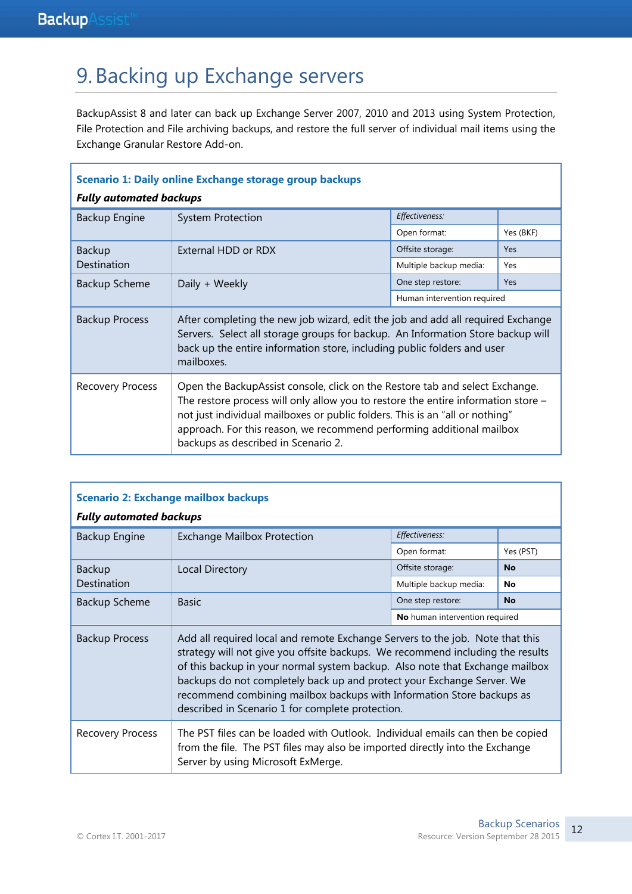# 9. Backing up Exchange servers

BackupAssist 8 and later can back up Exchange Server 2007, 2010 and 2013 using System Protection, File Protection and File archiving backups, and restore the full server of individual mail items using the Exchange Granular Restore Add-on.

**Scenario 1: Daily online Exchange storage group backups**

***Fully automated backups***

| | | | |
|---|---|---|---|
| Backup Engine | System Protection | *Effectiveness:* | |
| | | Open format: | Yes (BKF) |
| Backup Destination | External HDD or RDX | Offsite storage: | Yes |
| | | Multiple backup media: | Yes |
| Backup Scheme | Daily + Weekly | One step restore: | Yes |
| | | Human intervention required | |
| Backup Process | After completing the new job wizard, edit the job and add all required Exchange Servers. Select all storage groups for backup. An Information Store backup will back up the entire information store, including public folders and user mailboxes. | | |
| Recovery Process | Open the BackupAssist console, click on the Restore tab and select Exchange. The restore process will only allow you to restore the entire information store – not just individual mailboxes or public folders. This is an "all or nothing" approach. For this reason, we recommend performing additional mailbox backups as described in Scenario 2. | | |

**Scenario 2: Exchange mailbox backups**

***Fully automated backups***

| | | | |
|---|---|---|---|
| Backup Engine | Exchange Mailbox Protection | *Effectiveness:* | |
| | | Open format: | Yes (PST) |
| Backup Destination | Local Directory | Offsite storage: | **No** |
| | | Multiple backup media: | **No** |
| Backup Scheme | Basic | One step restore: | **No** |
| | | **No** human intervention required | |
| Backup Process | Add all required local and remote Exchange Servers to the job. Note that this strategy will not give you offsite backups. We recommend including the results of this backup in your normal system backup. Also note that Exchange mailbox backups do not completely back up and protect your Exchange Server. We recommend combining mailbox backups with Information Store backups as described in Scenario 1 for complete protection. | | |
| Recovery Process | The PST files can be loaded with Outlook. Individual emails can then be copied from the file. The PST files may also be imported directly into the Exchange Server by using Microsoft ExMerge. | | |